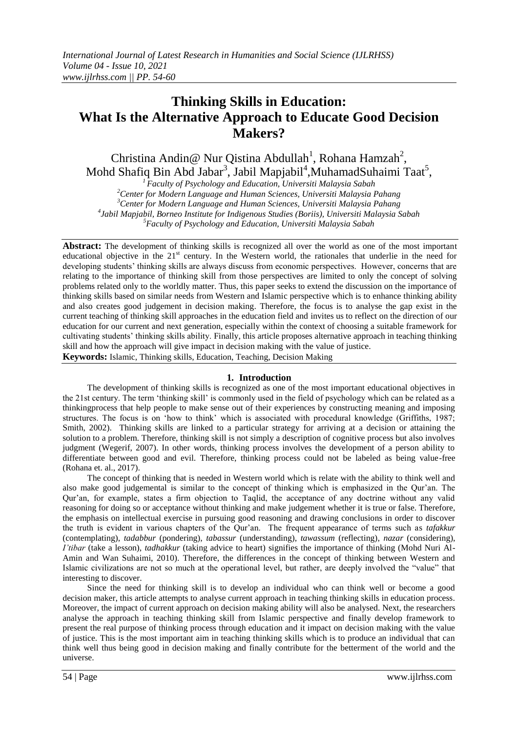# Thinking Skills in Education: What Is the Alternative Approach to Educate Good Decision Makers?

Christina Andin@ Nur Qistina Abdullah[1], Rohana Hamzah[2], Mohd Shafiq Bin Abd Jabar[3], Jabil Mapjabil[4], MuhamadSuhaimi Taat[5],

[1] Faculty of Psychology and Education, Universiti Malaysia Sabah
[2] Center for Modern Language and Human Sciences, Universiti Malaysia Pahang
[3] Center for Modern Language and Human Sciences, Universiti Malaysia Pahang
[4] Jabil Mapjabil, Borneo Institute for Indigenous Studies (Boriis), Universiti Malaysia Sabah
[5] Faculty of Psychology and Education, Universiti Malaysia Sabah

**Abstract:** The development of thinking skills is recognized all over the world as one of the most important educational objective in the 21st century. In the Western world, the rationales that underlie in the need for developing students' thinking skills are always discuss from economic perspectives. However, concerns that are relating to the importance of thinking skill from those perspectives are limited to only the concept of solving problems related only to the worldly matter. Thus, this paper seeks to extend the discussion on the importance of thinking skills based on similar needs from Western and Islamic perspective which is to enhance thinking ability and also creates good judgement in decision making. Therefore, the focus is to analyse the gap exist in the current teaching of thinking skill approaches in the education field and invites us to reflect on the direction of our education for our current and next generation, especially within the context of choosing a suitable framework for cultivating students' thinking skills ability. Finally, this article proposes alternative approach in teaching thinking skill and how the approach will give impact in decision making with the value of justice.

**Keywords:** Islamic, Thinking skills, Education, Teaching, Decision Making

## 1. Introduction

The development of thinking skills is recognized as one of the most important educational objectives in the 21st century. The term 'thinking skill' is commonly used in the field of psychology which can be related as a thinkingprocess that help people to make sense out of their experiences by constructing meaning and imposing structures. The focus is on 'how to think' which is associated with procedural knowledge (Griffiths, 1987; Smith, 2002). Thinking skills are linked to a particular strategy for arriving at a decision or attaining the solution to a problem. Therefore, thinking skill is not simply a description of cognitive process but also involves judgment (Wegerif, 2007). In other words, thinking process involves the development of a person ability to differentiate between good and evil. Therefore, thinking process could not be labeled as being value-free (Rohana et. al., 2017).

The concept of thinking that is needed in Western world which is relate with the ability to think well and also make good judgemental is similar to the concept of thinking which is emphasized in the Qur'an. The Qur'an, for example, states a firm objection to Taqlid, the acceptance of any doctrine without any valid reasoning for doing so or acceptance without thinking and make judgement whether it is true or false. Therefore, the emphasis on intellectual exercise in pursuing good reasoning and drawing conclusions in order to discover the truth is evident in various chapters of the Qur'an. The frequent appearance of terms such as *tafakkur* (contemplating), *tadabbur* (pondering), *tabassur* (understanding), *tawassum* (reflecting), *nazar* (considering), *I'tibar* (take a lesson), *tadhakkur* (taking advice to heart) signifies the importance of thinking (Mohd Nuri Al-Amin and Wan Suhaimi, 2010). Therefore, the differences in the concept of thinking between Western and Islamic civilizations are not so much at the operational level, but rather, are deeply involved the "value" that interesting to discover.

Since the need for thinking skill is to develop an individual who can think well or become a good decision maker, this article attempts to analyse current approach in teaching thinking skills in education process. Moreover, the impact of current approach on decision making ability will also be analysed. Next, the researchers analyse the approach in teaching thinking skill from Islamic perspective and finally develop framework to present the real purpose of thinking process through education and it impact on decision making with the value of justice. This is the most important aim in teaching thinking skills which is to produce an individual that can think well thus being good in decision making and finally contribute for the betterment of the world and the universe.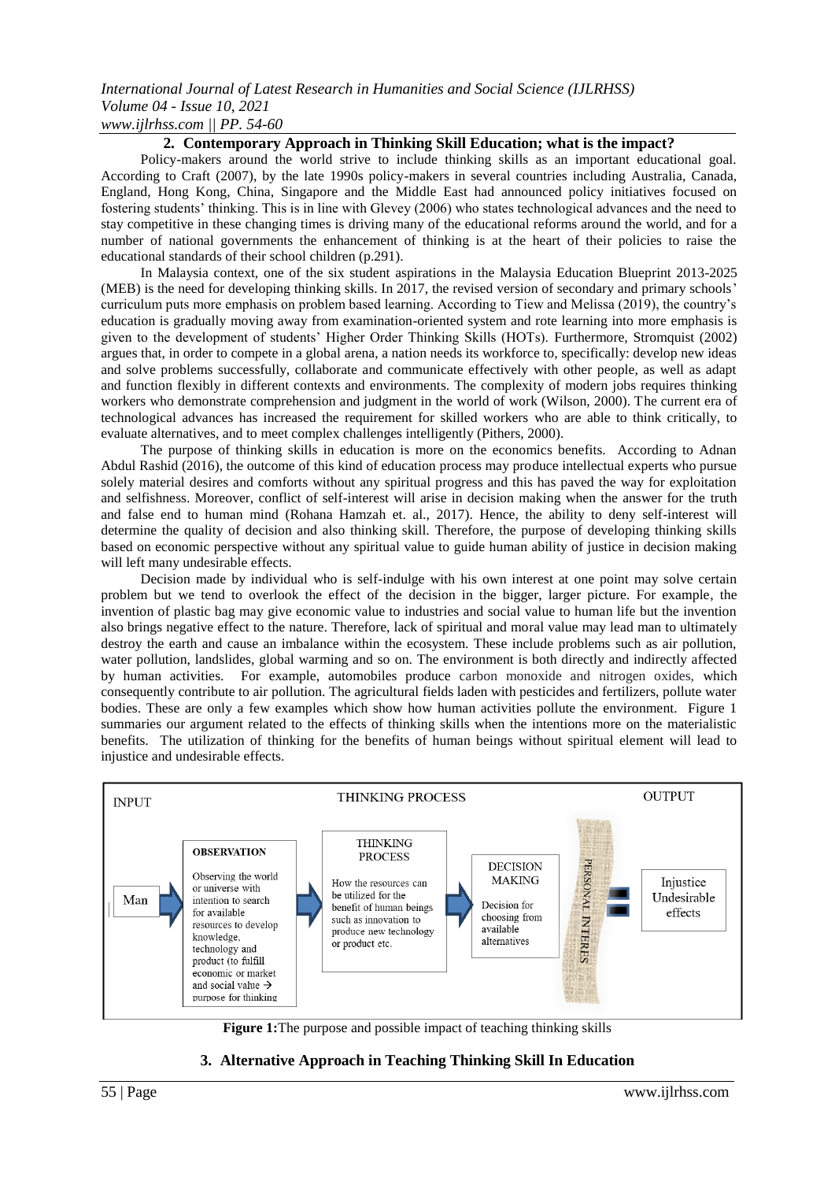## 2. Contemporary Approach in Thinking Skill Education; what is the impact?

Policy-makers around the world strive to include thinking skills as an important educational goal. According to Craft (2007), by the late 1990s policy-makers in several countries including Australia, Canada, England, Hong Kong, China, Singapore and the Middle East had announced policy initiatives focused on fostering students' thinking. This is in line with Glevey (2006) who states technological advances and the need to stay competitive in these changing times is driving many of the educational reforms around the world, and for a number of national governments the enhancement of thinking is at the heart of their policies to raise the educational standards of their school children (p.291).

In Malaysia context, one of the six student aspirations in the Malaysia Education Blueprint 2013-2025 (MEB) is the need for developing thinking skills. In 2017, the revised version of secondary and primary schools' curriculum puts more emphasis on problem based learning. According to Tiew and Melissa (2019), the country's education is gradually moving away from examination-oriented system and rote learning into more emphasis is given to the development of students' Higher Order Thinking Skills (HOTs). Furthermore, Stromquist (2002) argues that, in order to compete in a global arena, a nation needs its workforce to, specifically: develop new ideas and solve problems successfully, collaborate and communicate effectively with other people, as well as adapt and function flexibly in different contexts and environments. The complexity of modern jobs requires thinking workers who demonstrate comprehension and judgment in the world of work (Wilson, 2000). The current era of technological advances has increased the requirement for skilled workers who are able to think critically, to evaluate alternatives, and to meet complex challenges intelligently (Pithers, 2000).

The purpose of thinking skills in education is more on the economics benefits. According to Adnan Abdul Rashid (2016), the outcome of this kind of education process may produce intellectual experts who pursue solely material desires and comforts without any spiritual progress and this has paved the way for exploitation and selfishness. Moreover, conflict of self-interest will arise in decision making when the answer for the truth and false end to human mind (Rohana Hamzah et. al., 2017). Hence, the ability to deny self-interest will determine the quality of decision and also thinking skill. Therefore, the purpose of developing thinking skills based on economic perspective without any spiritual value to guide human ability of justice in decision making will left many undesirable effects.

Decision made by individual who is self-indulge with his own interest at one point may solve certain problem but we tend to overlook the effect of the decision in the bigger, larger picture. For example, the invention of plastic bag may give economic value to industries and social value to human life but the invention also brings negative effect to the nature. Therefore, lack of spiritual and moral value may lead man to ultimately destroy the earth and cause an imbalance within the ecosystem. These include problems such as air pollution, water pollution, landslides, global warming and so on. The environment is both directly and indirectly affected by human activities. For example, automobiles produce carbon monoxide and nitrogen oxides, which consequently contribute to air pollution. The agricultural fields laden with pesticides and fertilizers, pollute water bodies. These are only a few examples which show how human activities pollute the environment. Figure 1 summaries our argument related to the effects of thinking skills when the intentions more on the materialistic benefits. The utilization of thinking for the benefits of human beings without spiritual element will lead to injustice and undesirable effects.

INPUT | THINKING PROCESS | OUTPUT

Man → **OBSERVATION**: Observing the world or universe with intention to search for available resources to develop knowledge, technology and product (to fulfill economic or market and social value → purpose for thinking → THINKING PROCESS: How the resources can be utilized for the benefit of human beings such as innovation to produce new technology or product etc. → DECISION MAKING: Decision for choosing from available alternatives → PERSONAL INTEREST = Injustice Undesirable effects

**Figure 1:** The purpose and possible impact of teaching thinking skills

## 3. Alternative Approach in Teaching Thinking Skill In Education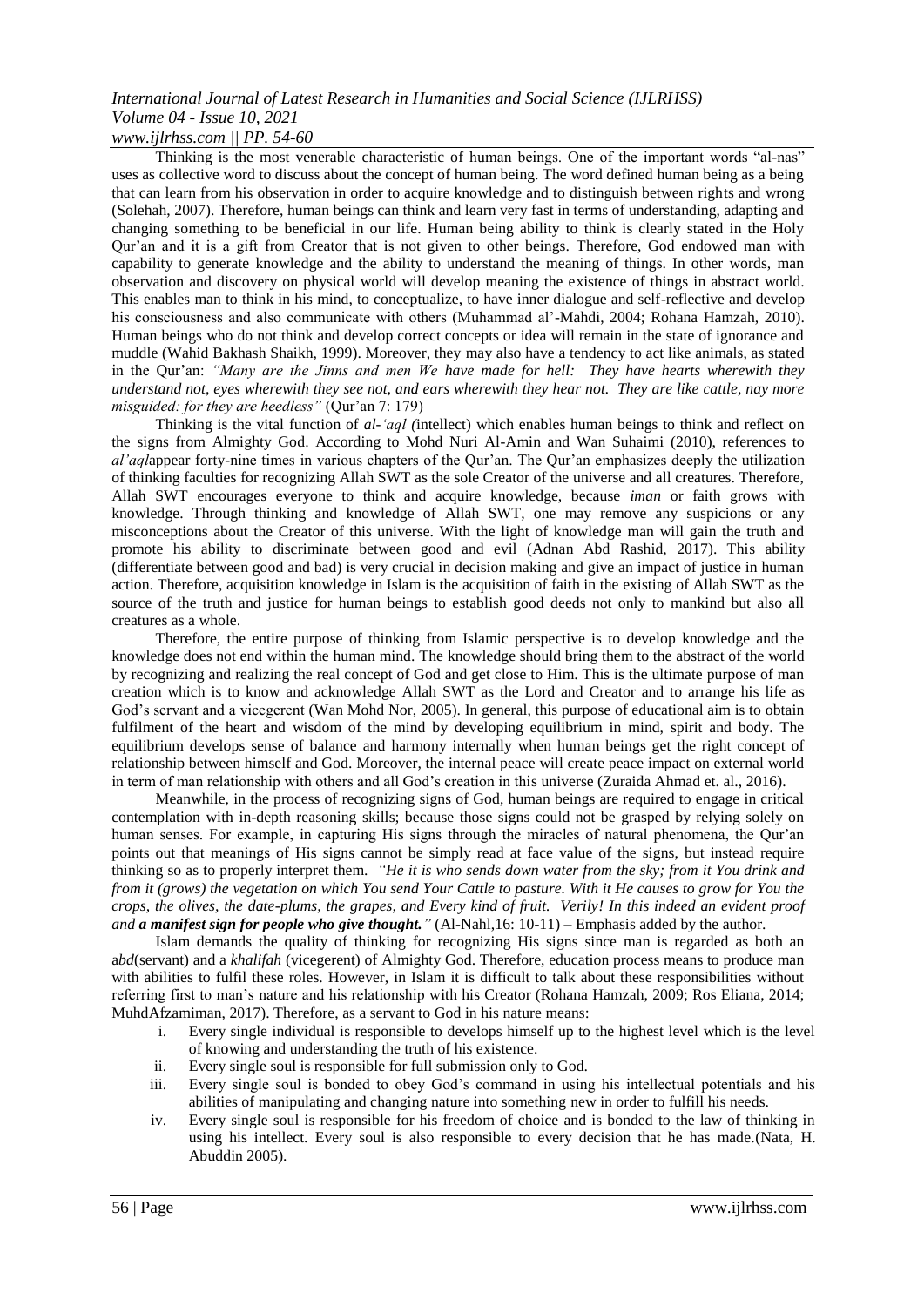Thinking is the most venerable characteristic of human beings. One of the important words "al-nas" uses as collective word to discuss about the concept of human being. The word defined human being as a being that can learn from his observation in order to acquire knowledge and to distinguish between rights and wrong (Solehah, 2007). Therefore, human beings can think and learn very fast in terms of understanding, adapting and changing something to be beneficial in our life. Human being ability to think is clearly stated in the Holy Qur'an and it is a gift from Creator that is not given to other beings. Therefore, God endowed man with capability to generate knowledge and the ability to understand the meaning of things. In other words, man observation and discovery on physical world will develop meaning the existence of things in abstract world. This enables man to think in his mind, to conceptualize, to have inner dialogue and self-reflective and develop his consciousness and also communicate with others (Muhammad al'-Mahdi, 2004; Rohana Hamzah, 2010). Human beings who do not think and develop correct concepts or idea will remain in the state of ignorance and muddle (Wahid Bakhash Shaikh, 1999). Moreover, they may also have a tendency to act like animals, as stated in the Qur'an: *"Many are the Jinns and men We have made for hell: They have hearts wherewith they understand not, eyes wherewith they see not, and ears wherewith they hear not. They are like cattle, nay more misguided: for they are heedless"* (Qur'an 7: 179)

Thinking is the vital function of *al-'aql (*intellect) which enables human beings to think and reflect on the signs from Almighty God. According to Mohd Nuri Al-Amin and Wan Suhaimi (2010), references to *al'aql*appear forty-nine times in various chapters of the Qur'an. The Qur'an emphasizes deeply the utilization of thinking faculties for recognizing Allah SWT as the sole Creator of the universe and all creatures. Therefore, Allah SWT encourages everyone to think and acquire knowledge, because *iman* or faith grows with knowledge. Through thinking and knowledge of Allah SWT, one may remove any suspicions or any misconceptions about the Creator of this universe. With the light of knowledge man will gain the truth and promote his ability to discriminate between good and evil (Adnan Abd Rashid, 2017). This ability (differentiate between good and bad) is very crucial in decision making and give an impact of justice in human action. Therefore, acquisition knowledge in Islam is the acquisition of faith in the existing of Allah SWT as the source of the truth and justice for human beings to establish good deeds not only to mankind but also all creatures as a whole.

Therefore, the entire purpose of thinking from Islamic perspective is to develop knowledge and the knowledge does not end within the human mind. The knowledge should bring them to the abstract of the world by recognizing and realizing the real concept of God and get close to Him. This is the ultimate purpose of man creation which is to know and acknowledge Allah SWT as the Lord and Creator and to arrange his life as God's servant and a vicegerent (Wan Mohd Nor, 2005). In general, this purpose of educational aim is to obtain fulfilment of the heart and wisdom of the mind by developing equilibrium in mind, spirit and body. The equilibrium develops sense of balance and harmony internally when human beings get the right concept of relationship between himself and God. Moreover, the internal peace will create peace impact on external world in term of man relationship with others and all God's creation in this universe (Zuraida Ahmad et. al., 2016).

Meanwhile, in the process of recognizing signs of God, human beings are required to engage in critical contemplation with in-depth reasoning skills; because those signs could not be grasped by relying solely on human senses. For example, in capturing His signs through the miracles of natural phenomena, the Qur'an points out that meanings of His signs cannot be simply read at face value of the signs, but instead require thinking so as to properly interpret them. *"He it is who sends down water from the sky; from it You drink and from it (grows) the vegetation on which You send Your Cattle to pasture. With it He causes to grow for You the crops, the olives, the date-plums, the grapes, and Every kind of fruit. Verily! In this indeed an evident proof and* ***a manifest sign for people who give thought."*** (Al-Nahl,16: 10-11) – Emphasis added by the author.

Islam demands the quality of thinking for recognizing His signs since man is regarded as both an a*bd*(servant) and a *khalifah* (vicegerent) of Almighty God. Therefore, education process means to produce man with abilities to fulfil these roles. However, in Islam it is difficult to talk about these responsibilities without referring first to man's nature and his relationship with his Creator (Rohana Hamzah, 2009; Ros Eliana, 2014; MuhdAfzamiman, 2017). Therefore, as a servant to God in his nature means:

i. Every single individual is responsible to develops himself up to the highest level which is the level of knowing and understanding the truth of his existence.
ii. Every single soul is responsible for full submission only to God.
iii. Every single soul is bonded to obey God's command in using his intellectual potentials and his abilities of manipulating and changing nature into something new in order to fulfill his needs.
iv. Every single soul is responsible for his freedom of choice and is bonded to the law of thinking in using his intellect. Every soul is also responsible to every decision that he has made.(Nata, H. Abuddin 2005).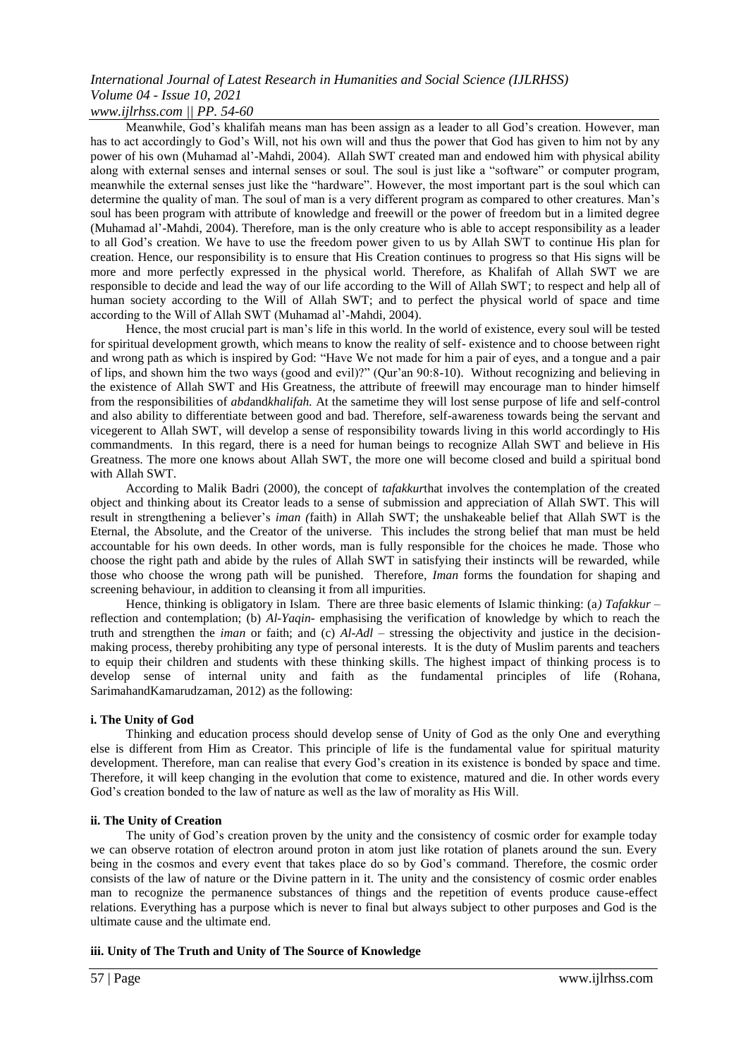Meanwhile, God's khalifah means man has been assign as a leader to all God's creation. However, man has to act accordingly to God's Will, not his own will and thus the power that God has given to him not by any power of his own (Muhamad al'-Mahdi, 2004). Allah SWT created man and endowed him with physical ability along with external senses and internal senses or soul. The soul is just like a "software" or computer program, meanwhile the external senses just like the "hardware". However, the most important part is the soul which can determine the quality of man. The soul of man is a very different program as compared to other creatures. Man's soul has been program with attribute of knowledge and freewill or the power of freedom but in a limited degree (Muhamad al'-Mahdi, 2004). Therefore, man is the only creature who is able to accept responsibility as a leader to all God's creation. We have to use the freedom power given to us by Allah SWT to continue His plan for creation. Hence, our responsibility is to ensure that His Creation continues to progress so that His signs will be more and more perfectly expressed in the physical world. Therefore, as Khalifah of Allah SWT we are responsible to decide and lead the way of our life according to the Will of Allah SWT; to respect and help all of human society according to the Will of Allah SWT; and to perfect the physical world of space and time according to the Will of Allah SWT (Muhamad al'-Mahdi, 2004).

Hence, the most crucial part is man's life in this world. In the world of existence, every soul will be tested for spiritual development growth, which means to know the reality of self- existence and to choose between right and wrong path as which is inspired by God: "Have We not made for him a pair of eyes, and a tongue and a pair of lips, and shown him the two ways (good and evil)?" (Qur'an 90:8-10). Without recognizing and believing in the existence of Allah SWT and His Greatness, the attribute of freewill may encourage man to hinder himself from the responsibilities of *abd*and*khalifah.* At the sametime they will lost sense purpose of life and self-control and also ability to differentiate between good and bad. Therefore, self-awareness towards being the servant and vicegerent to Allah SWT, will develop a sense of responsibility towards living in this world accordingly to His commandments. In this regard, there is a need for human beings to recognize Allah SWT and believe in His Greatness. The more one knows about Allah SWT, the more one will become closed and build a spiritual bond with Allah SWT.

According to Malik Badri (2000), the concept of *tafakkur*that involves the contemplation of the created object and thinking about its Creator leads to a sense of submission and appreciation of Allah SWT. This will result in strengthening a believer's *iman (*faith) in Allah SWT; the unshakeable belief that Allah SWT is the Eternal, the Absolute, and the Creator of the universe. This includes the strong belief that man must be held accountable for his own deeds. In other words, man is fully responsible for the choices he made. Those who choose the right path and abide by the rules of Allah SWT in satisfying their instincts will be rewarded, while those who choose the wrong path will be punished. Therefore, *Iman* forms the foundation for shaping and screening behaviour, in addition to cleansing it from all impurities.

Hence, thinking is obligatory in Islam. There are three basic elements of Islamic thinking: (a*) Tafakkur* – reflection and contemplation; (b) *Al-Yaqin*- emphasising the verification of knowledge by which to reach the truth and strengthen the *iman* or faith; and (c) *Al-Adl* – stressing the objectivity and justice in the decision-making process, thereby prohibiting any type of personal interests. It is the duty of Muslim parents and teachers to equip their children and students with these thinking skills. The highest impact of thinking process is to develop sense of internal unity and faith as the fundamental principles of life (Rohana, SarimahandKamarudzaman, 2012) as the following:

#### i. The Unity of God

Thinking and education process should develop sense of Unity of God as the only One and everything else is different from Him as Creator. This principle of life is the fundamental value for spiritual maturity development. Therefore, man can realise that every God's creation in its existence is bonded by space and time. Therefore, it will keep changing in the evolution that come to existence, matured and die. In other words every God's creation bonded to the law of nature as well as the law of morality as His Will.

#### ii. The Unity of Creation

The unity of God's creation proven by the unity and the consistency of cosmic order for example today we can observe rotation of electron around proton in atom just like rotation of planets around the sun. Every being in the cosmos and every event that takes place do so by God's command. Therefore, the cosmic order consists of the law of nature or the Divine pattern in it. The unity and the consistency of cosmic order enables man to recognize the permanence substances of things and the repetition of events produce cause-effect relations. Everything has a purpose which is never to final but always subject to other purposes and God is the ultimate cause and the ultimate end.

#### iii. Unity of The Truth and Unity of The Source of Knowledge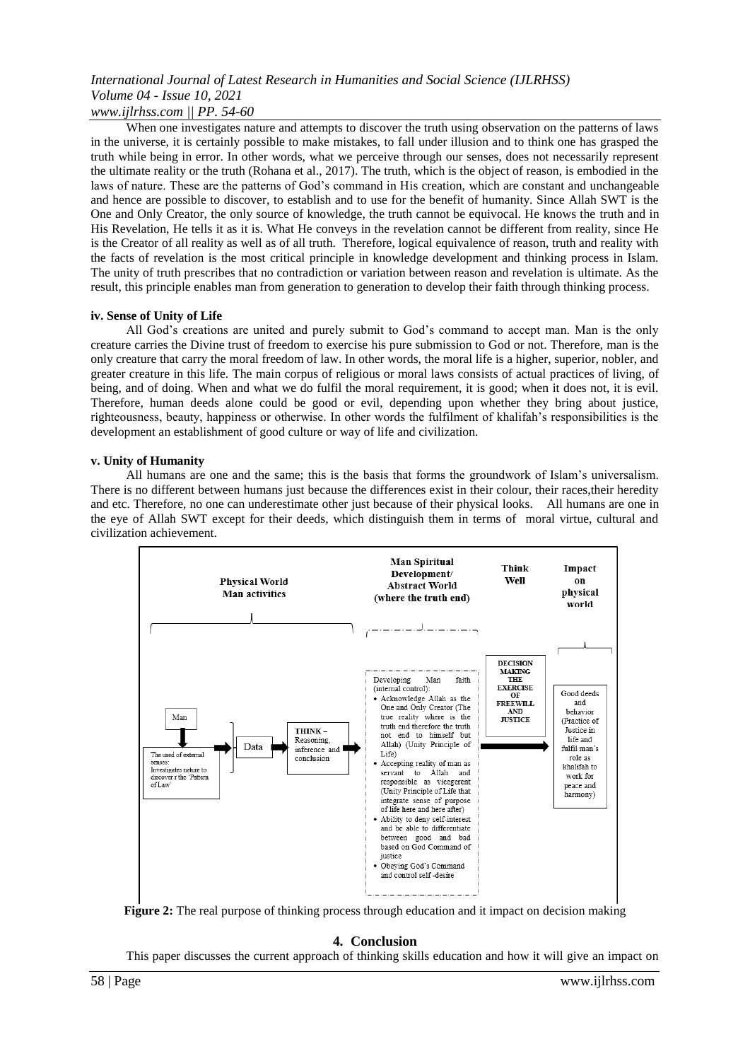When one investigates nature and attempts to discover the truth using observation on the patterns of laws in the universe, it is certainly possible to make mistakes, to fall under illusion and to think one has grasped the truth while being in error. In other words, what we perceive through our senses, does not necessarily represent the ultimate reality or the truth (Rohana et al., 2017). The truth, which is the object of reason, is embodied in the laws of nature. These are the patterns of God's command in His creation, which are constant and unchangeable and hence are possible to discover, to establish and to use for the benefit of humanity. Since Allah SWT is the One and Only Creator, the only source of knowledge, the truth cannot be equivocal. He knows the truth and in His Revelation, He tells it as it is. What He conveys in the revelation cannot be different from reality, since He is the Creator of all reality as well as of all truth. Therefore, logical equivalence of reason, truth and reality with the facts of revelation is the most critical principle in knowledge development and thinking process in Islam. The unity of truth prescribes that no contradiction or variation between reason and revelation is ultimate. As the result, this principle enables man from generation to generation to develop their faith through thinking process.

#### iv. Sense of Unity of Life

All God's creations are united and purely submit to God's command to accept man. Man is the only creature carries the Divine trust of freedom to exercise his pure submission to God or not. Therefore, man is the only creature that carry the moral freedom of law. In other words, the moral life is a higher, superior, nobler, and greater creature in this life. The main corpus of religious or moral laws consists of actual practices of living, of being, and of doing. When and what we do fulfil the moral requirement, it is good; when it does not, it is evil. Therefore, human deeds alone could be good or evil, depending upon whether they bring about justice, righteousness, beauty, happiness or otherwise. In other words the fulfilment of khalifah's responsibilities is the development an establishment of good culture or way of life and civilization.

#### v. Unity of Humanity

All humans are one and the same; this is the basis that forms the groundwork of Islam's universalism. There is no different between humans just because the differences exist in their colour, their races,their heredity and etc. Therefore, no one can underestimate other just because of their physical looks. All humans are one in the eye of Allah SWT except for their deeds, which distinguish them in terms of moral virtue, cultural and civilization achievement.

**Physical World Man activities** | **Man Spiritual Development/ Abstract World (where the truth end)** | **Think Well** | **Impact on physical world**

Man → The used of external senses: Investigates nature to discover the 'Pattern of Law' → Data → THINK – Reasoning, inference and conclusion

Developing Man faith (internal control):

- Acknowledge Allah as the One and Only Creator (The true reality where is the truth end therefore the truth not end to himself but Allah) (Unity Principle of Life)
- Accepting reality of man as servant to Allah and responsible as vicegerent (Unity Principle of Life that integrate sense of purpose of life here and here after)
- Ability to deny self-interest and be able to differentiate between good and bad based on God Command of justice
- Obeying God's Command and control self-desire

DECISION MAKING THE EXERCISE OF FREEWILL AND JUSTICE → Good deeds and behavior (Practice of Justice in life and fulfil man's role as khalifah to work for peace and harmony)

**Figure 2:** The real purpose of thinking process through education and it impact on decision making

## 4. Conclusion

This paper discusses the current approach of thinking skills education and how it will give an impact on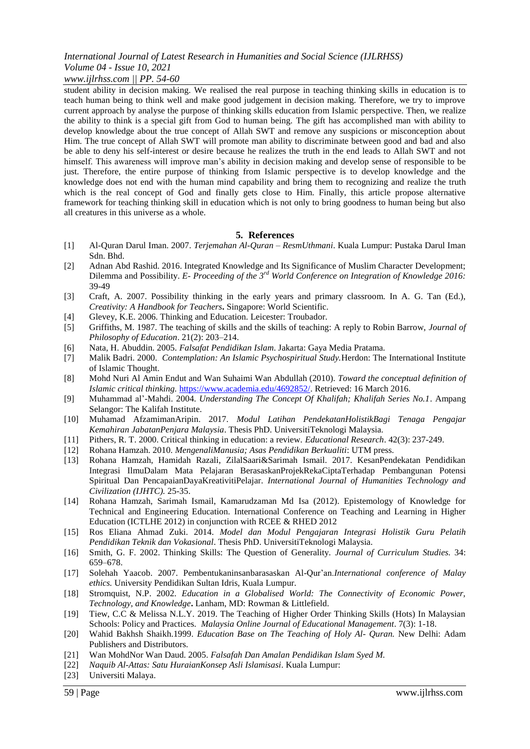student ability in decision making. We realised the real purpose in teaching thinking skills in education is to teach human being to think well and make good judgement in decision making. Therefore, we try to improve current approach by analyse the purpose of thinking skills education from Islamic perspective. Then, we realize the ability to think is a special gift from God to human being. The gift has accomplished man with ability to develop knowledge about the true concept of Allah SWT and remove any suspicions or misconception about Him. The true concept of Allah SWT will promote man ability to discriminate between good and bad and also be able to deny his self-interest or desire because he realizes the truth in the end leads to Allah SWT and not himself. This awareness will improve man's ability in decision making and develop sense of responsible to be just. Therefore, the entire purpose of thinking from Islamic perspective is to develop knowledge and the knowledge does not end with the human mind capability and bring them to recognizing and realize the truth which is the real concept of God and finally gets close to Him. Finally, this article propose alternative framework for teaching thinking skill in education which is not only to bring goodness to human being but also all creatures in this universe as a whole.

## 5. References

[1] Al-Quran Darul Iman. 2007. *Terjemahan Al-Quran – ResmUthmani*. Kuala Lumpur: Pustaka Darul Iman Sdn. Bhd.

[2] Adnan Abd Rashid. 2016. Integrated Knowledge and Its Significance of Muslim Character Development; Dilemma and Possibility. *E- Proceeding of the 3rd World Conference on Integration of Knowledge 2016:* 39-49

[3] Craft, A. 2007. Possibility thinking in the early years and primary classroom. In A. G. Tan (Ed.), *Creativity: A Handbook for Teachers***.** Singapore: World Scientific.

[4] Glevey, K.E. 2006. Thinking and Education. Leicester: Troubador.

[5] Griffiths, M. 1987. The teaching of skills and the skills of teaching: A reply to Robin Barrow, *Journal of Philosophy of Education*. 21(2): 203–214.

[6] Nata, H. Abuddin. 2005. *Falsafat Pendidikan Islam*. Jakarta: Gaya Media Pratama.

[7] Malik Badri. 2000. *Contemplation: An Islamic Psychospiritual Study.*Herdon: The International Institute of Islamic Thought.

[8] Mohd Nuri Al Amin Endut and Wan Suhaimi Wan Abdullah (2010). *Toward the conceptual definition of Islamic critical thinking.* https://www.academia.edu/4692852/. Retrieved: 16 March 2016.

[9] Muhammad al'-Mahdi. 2004. *Understanding The Concept Of Khalifah; Khalifah Series No.1*. Ampang Selangor: The Kalifah Institute.

[10] Muhamad AfzamimanAripin. 2017. *Modul Latihan PendekatanHolistikBagi Tenaga Pengajar Kemahiran JabatanPenjara Malaysia*. Thesis PhD. UniversitiTeknologi Malaysia.

[11] Pithers, R. T. 2000. Critical thinking in education: a review. *Educational Research*. 42(3): 237-249.

[12] Rohana Hamzah. 2010. *MengenaliManusia; Asas Pendidikan Berkualiti*: UTM press.

[13] Rohana Hamzah, Hamidah Razali, ZilalSaari&Sarimah Ismail. 2017. KesanPendekatan Pendidikan Integrasi IlmuDalam Mata Pelajaran BerasaskanProjekRekaCiptaTerhadap Pembangunan Potensi Spiritual Dan PencapaianDayaKreativitiPelajar. *International Journal of Humanities Technology and Civilization (IJHTC).* 25-35.

[14] Rohana Hamzah, Sarimah Ismail, Kamarudzaman Md Isa (2012). Epistemology of Knowledge for Technical and Engineering Education. International Conference on Teaching and Learning in Higher Education (ICTLHE 2012) in conjunction with RCEE & RHED 2012

[15] Ros Eliana Ahmad Zuki. 2014. *Model dan Modul Pengajaran Integrasi Holistik Guru Pelatih Pendidikan Teknik dan Vokasional*. Thesis PhD. UniversitiTeknologi Malaysia.

[16] Smith, G. F. 2002. Thinking Skills: The Question of Generality. *Journal of Curriculum Studies.* 34: 659–678.

[17] Solehah Yaacob. 2007. Pembentukaninsanbarasaskan Al-Qur'an.*International conference of Malay ethics.* University Pendidikan Sultan Idris, Kuala Lumpur.

[18] Stromquist, N.P. 2002. *Education in a Globalised World: The Connectivity of Economic Power, Technology, and Knowledge***.** Lanham, MD: Rowman & Littlefield.

[19] Tiew, C.C & Melissa N.L.Y. 2019. The Teaching of Higher Order Thinking Skills (Hots) In Malaysian Schools: Policy and Practices. *Malaysia Online Journal of Educational Management*. 7(3): 1-18.

[20] Wahid Bakhsh Shaikh.1999. *Education Base on The Teaching of Holy Al- Quran.* New Delhi: Adam Publishers and Distributors.

[21] Wan MohdNor Wan Daud. 2005. *Falsafah Dan Amalan Pendidikan Islam Syed M.*

[22] *Naquib Al-Attas: Satu HuraianKonsep Asli Islamisasi*. Kuala Lumpur:

[23] Universiti Malaya.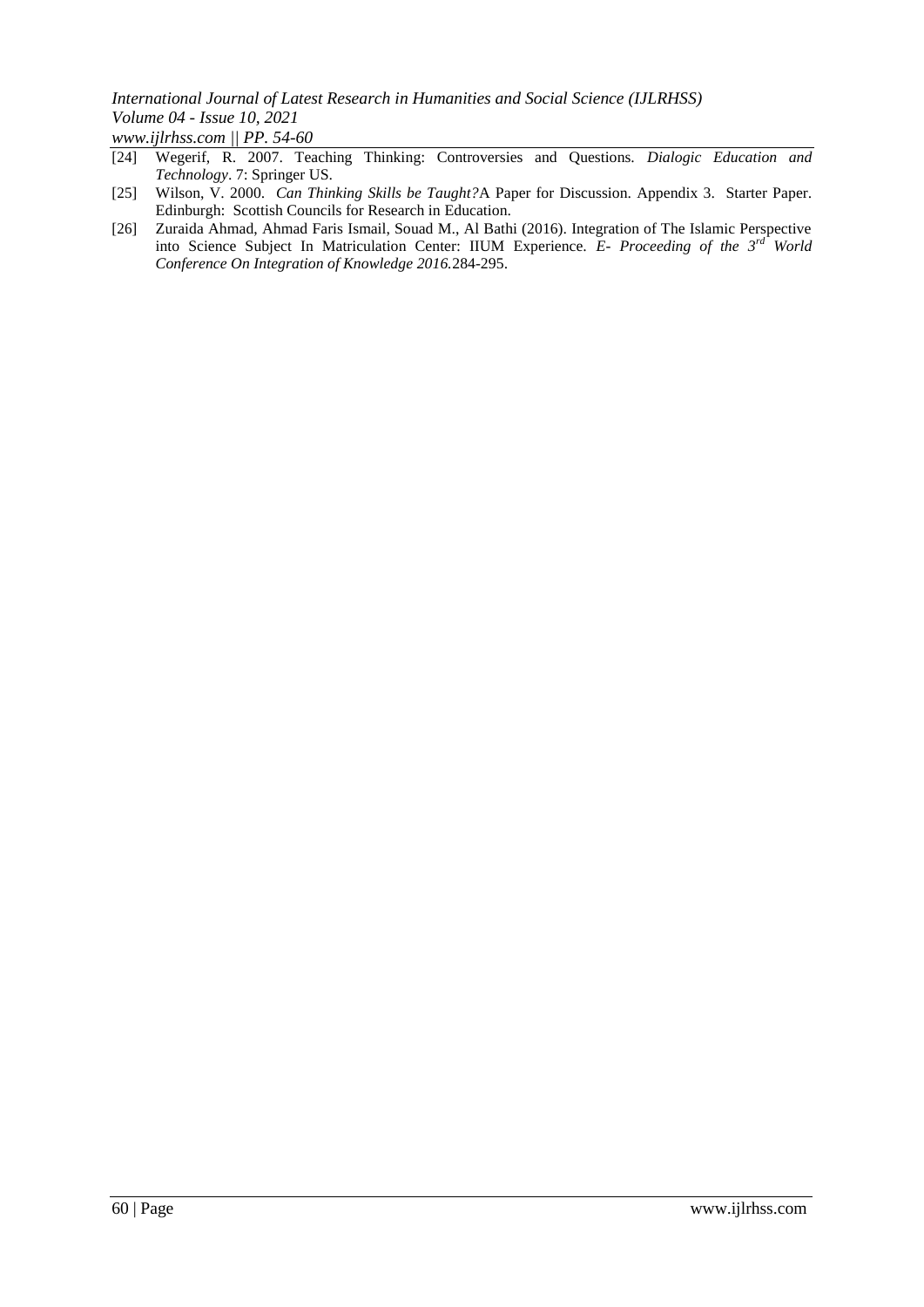[24] Wegerif, R. 2007. Teaching Thinking: Controversies and Questions. *Dialogic Education and Technology*. 7: Springer US.

[25] Wilson, V. 2000. *Can Thinking Skills be Taught?*A Paper for Discussion. Appendix 3. Starter Paper. Edinburgh: Scottish Councils for Research in Education.

[26] Zuraida Ahmad, Ahmad Faris Ismail, Souad M., Al Bathi (2016). Integration of The Islamic Perspective into Science Subject In Matriculation Center: IIUM Experience. *E- Proceeding of the 3rd World Conference On Integration of Knowledge 2016.*284-295.